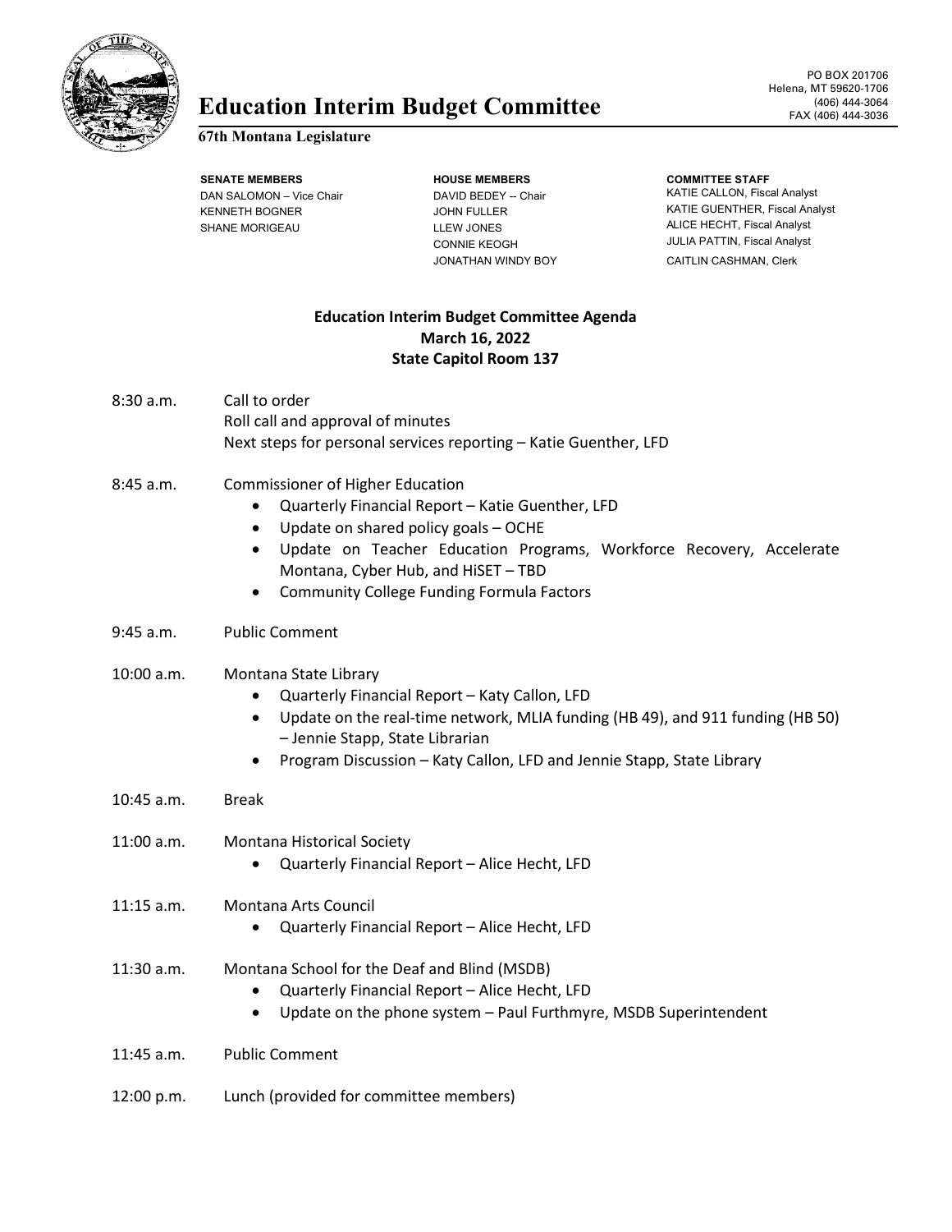# Education Interim Budget Committee

**67th Montana Legislature**

PO BOX 201706
Helena, MT 59620-1706
(406) 444-3064
FAX (406) 444-3036

**SENATE MEMBERS**
DAN SALOMON – Vice Chair
KENNETH BOGNER
SHANE MORIGEAU

**HOUSE MEMBERS**
DAVID BEDEY -- Chair
JOHN FULLER
LLEW JONES
CONNIE KEOGH
JONATHAN WINDY BOY

**COMMITTEE STAFF**
KATIE CALLON, Fiscal Analyst
KATIE GUENTHER, Fiscal Analyst
ALICE HECHT, Fiscal Analyst
JULIA PATTIN, Fiscal Analyst
CAITLIN CASHMAN, Clerk

## Education Interim Budget Committee Agenda
**March 16, 2022**
**State Capitol Room 137**

8:30 a.m. Call to order
Roll call and approval of minutes
Next steps for personal services reporting – Katie Guenther, LFD

8:45 a.m. Commissioner of Higher Education
- Quarterly Financial Report – Katie Guenther, LFD
- Update on shared policy goals – OCHE
- Update on Teacher Education Programs, Workforce Recovery, Accelerate Montana, Cyber Hub, and HiSET – TBD
- Community College Funding Formula Factors

9:45 a.m. Public Comment

10:00 a.m. Montana State Library
- Quarterly Financial Report – Katy Callon, LFD
- Update on the real-time network, MLIA funding (HB 49), and 911 funding (HB 50) – Jennie Stapp, State Librarian
- Program Discussion – Katy Callon, LFD and Jennie Stapp, State Library

10:45 a.m. Break

11:00 a.m. Montana Historical Society
- Quarterly Financial Report – Alice Hecht, LFD

11:15 a.m. Montana Arts Council
- Quarterly Financial Report – Alice Hecht, LFD

11:30 a.m. Montana School for the Deaf and Blind (MSDB)
- Quarterly Financial Report – Alice Hecht, LFD
- Update on the phone system – Paul Furthmyre, MSDB Superintendent

11:45 a.m. Public Comment

12:00 p.m. Lunch (provided for committee members)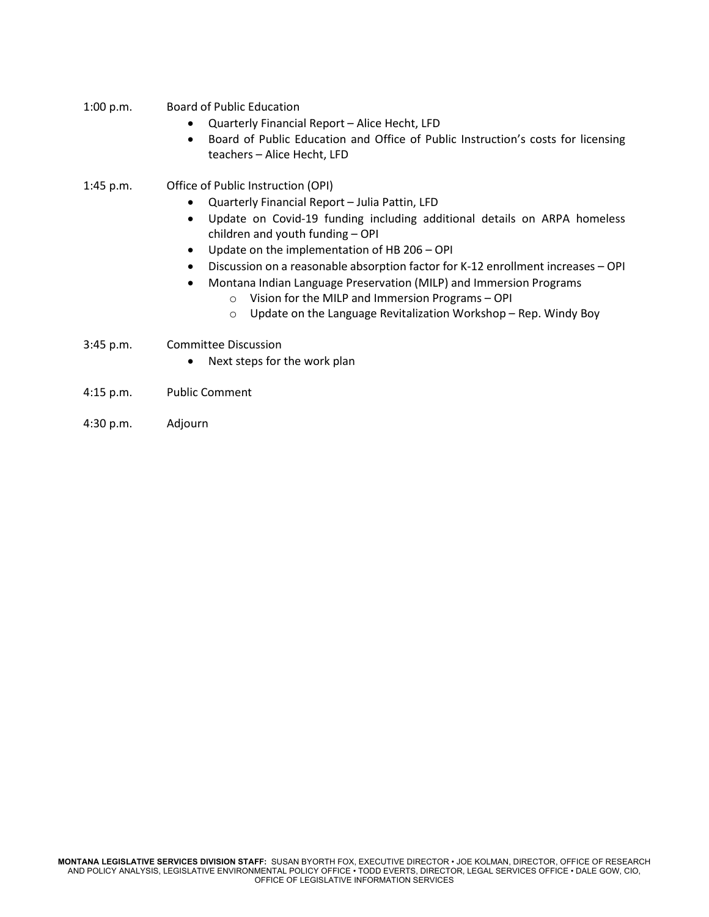1:00 p.m. Board of Public Education

- Quarterly Financial Report – Alice Hecht, LFD
- Board of Public Education and Office of Public Instruction's costs for licensing teachers – Alice Hecht, LFD

1:45 p.m. Office of Public Instruction (OPI)

- Quarterly Financial Report – Julia Pattin, LFD
- Update on Covid-19 funding including additional details on ARPA homeless children and youth funding – OPI
- Update on the implementation of HB 206 – OPI
- Discussion on a reasonable absorption factor for K-12 enrollment increases – OPI
- Montana Indian Language Preservation (MILP) and Immersion Programs
  - Vision for the MILP and Immersion Programs – OPI
  - Update on the Language Revitalization Workshop – Rep. Windy Boy

3:45 p.m. Committee Discussion

- Next steps for the work plan

4:15 p.m. Public Comment

4:30 p.m. Adjourn

**MONTANA LEGISLATIVE SERVICES DIVISION STAFF:** SUSAN BYORTH FOX, EXECUTIVE DIRECTOR • JOE KOLMAN, DIRECTOR, OFFICE OF RESEARCH AND POLICY ANALYSIS, LEGISLATIVE ENVIRONMENTAL POLICY OFFICE • TODD EVERTS, DIRECTOR, LEGAL SERVICES OFFICE • DALE GOW, CIO, OFFICE OF LEGISLATIVE INFORMATION SERVICES